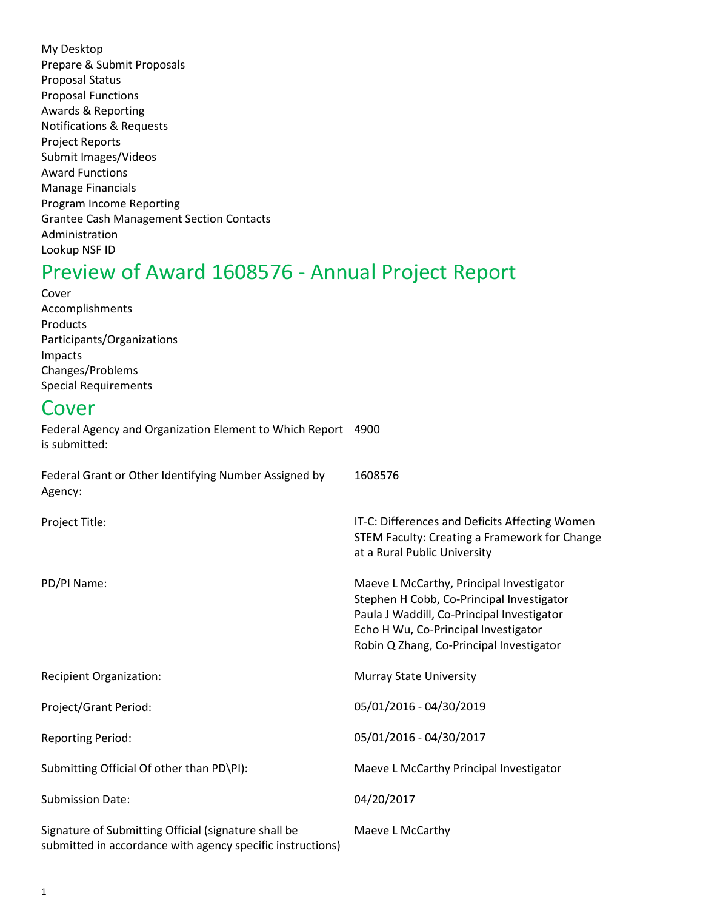My Desktop
Prepare & Submit Proposals
Proposal Status
Proposal Functions
Awards & Reporting
Notifications & Requests
Project Reports
Submit Images/Videos
Award Functions
Manage Financials
Program Income Reporting
Grantee Cash Management Section Contacts
Administration
Lookup NSF ID

# Preview of Award 1608576 - Annual Project Report

Cover
Accomplishments
Products
Participants/Organizations
Impacts
Changes/Problems
Special Requirements

## Cover

| | |
|---|---|
| Federal Agency and Organization Element to Which Report is submitted: | 4900 |
| Federal Grant or Other Identifying Number Assigned by Agency: | 1608576 |
| Project Title: | IT-C: Differences and Deficits Affecting Women STEM Faculty: Creating a Framework for Change at a Rural Public University |
| PD/PI Name: | Maeve L McCarthy, Principal Investigator<br>Stephen H Cobb, Co-Principal Investigator<br>Paula J Waddill, Co-Principal Investigator<br>Echo H Wu, Co-Principal Investigator<br>Robin Q Zhang, Co-Principal Investigator |
| Recipient Organization: | Murray State University |
| Project/Grant Period: | 05/01/2016 - 04/30/2019 |
| Reporting Period: | 05/01/2016 - 04/30/2017 |
| Submitting Official Of other than PD\PI): | Maeve L McCarthy Principal Investigator |
| Submission Date: | 04/20/2017 |
| Signature of Submitting Official (signature shall be submitted in accordance with agency specific instructions) | Maeve L McCarthy |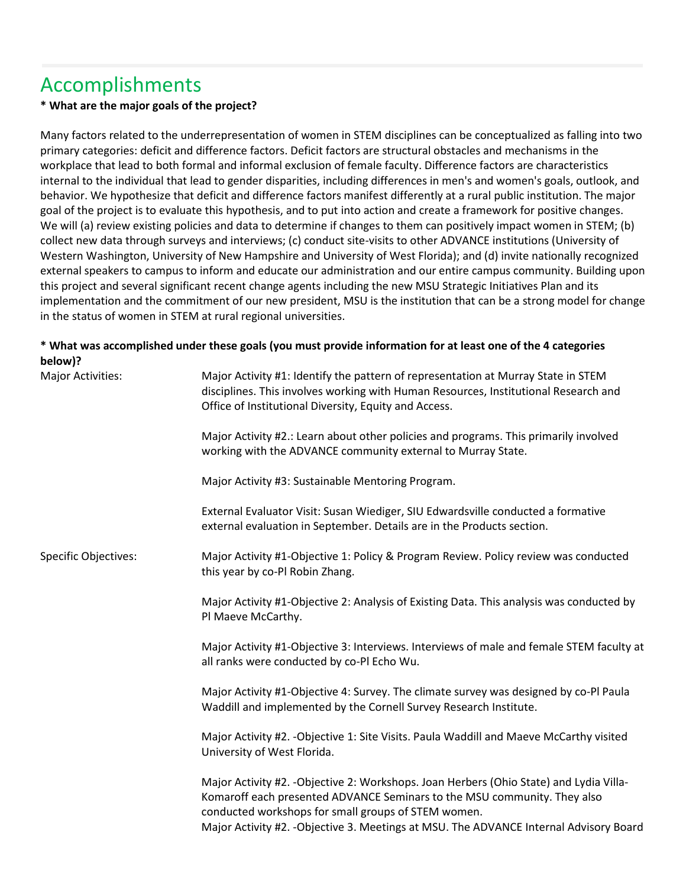# Accomplishments

**\* What are the major goals of the project?**

Many factors related to the underrepresentation of women in STEM disciplines can be conceptualized as falling into two primary categories: deficit and difference factors. Deficit factors are structural obstacles and mechanisms in the workplace that lead to both formal and informal exclusion of female faculty. Difference factors are characteristics internal to the individual that lead to gender disparities, including differences in men's and women's goals, outlook, and behavior. We hypothesize that deficit and difference factors manifest differently at a rural public institution. The major goal of the project is to evaluate this hypothesis, and to put into action and create a framework for positive changes. We will (a) review existing policies and data to determine if changes to them can positively impact women in STEM; (b) collect new data through surveys and interviews; (c) conduct site-visits to other ADVANCE institutions (University of Western Washington, University of New Hampshire and University of West Florida); and (d) invite nationally recognized external speakers to campus to inform and educate our administration and our entire campus community. Building upon this project and several significant recent change agents including the new MSU Strategic Initiatives Plan and its implementation and the commitment of our new president, MSU is the institution that can be a strong model for change in the status of women in STEM at rural regional universities.

**\* What was accomplished under these goals (you must provide information for at least one of the 4 categories below)?**

Major Activities:

Major Activity #1: Identify the pattern of representation at Murray State in STEM disciplines. This involves working with Human Resources, Institutional Research and Office of Institutional Diversity, Equity and Access.

Major Activity #2.: Learn about other policies and programs. This primarily involved working with the ADVANCE community external to Murray State.

Major Activity #3: Sustainable Mentoring Program.

External Evaluator Visit: Susan Wiediger, SIU Edwardsville conducted a formative external evaluation in September. Details are in the Products section.

Specific Objectives:

Major Activity #1-Objective 1: Policy & Program Review. Policy review was conducted this year by co-PI Robin Zhang.

Major Activity #1-Objective 2: Analysis of Existing Data. This analysis was conducted by PI Maeve McCarthy.

Major Activity #1-Objective 3: Interviews. Interviews of male and female STEM faculty at all ranks were conducted by co-PI Echo Wu.

Major Activity #1-Objective 4: Survey. The climate survey was designed by co-PI Paula Waddill and implemented by the Cornell Survey Research Institute.

Major Activity #2. -Objective 1: Site Visits. Paula Waddill and Maeve McCarthy visited University of West Florida.

Major Activity #2. -Objective 2: Workshops. Joan Herbers (Ohio State) and Lydia Villa-Komaroff each presented ADVANCE Seminars to the MSU community. They also conducted workshops for small groups of STEM women.
Major Activity #2. -Objective 3. Meetings at MSU. The ADVANCE Internal Advisory Board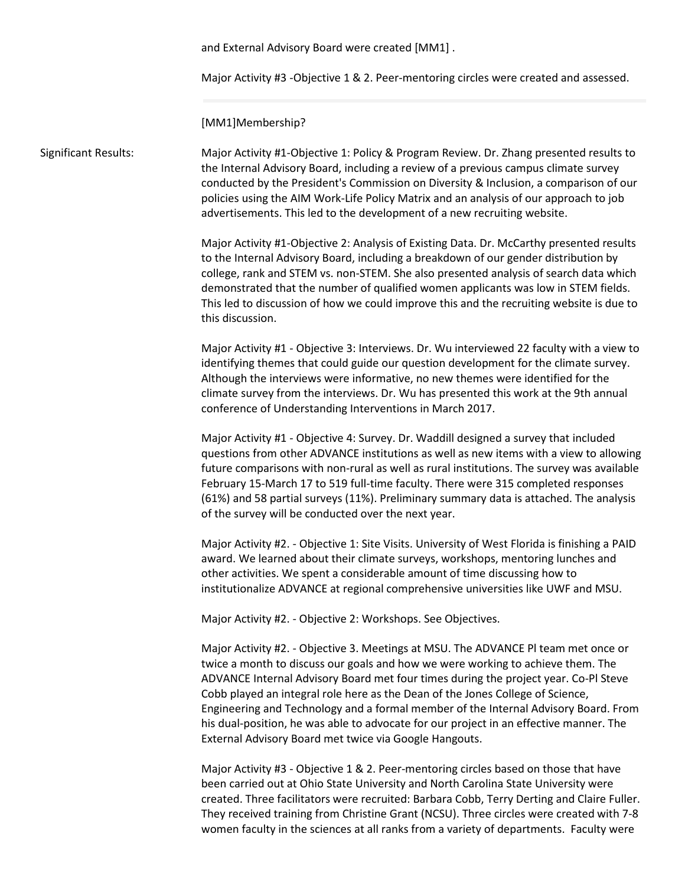and External Advisory Board were created [MM1] .

Major Activity #3 -Objective 1 & 2. Peer-mentoring circles were created and assessed.

---

[MM1]Membership?

**Significant Results:**

Major Activity #1-Objective 1: Policy & Program Review. Dr. Zhang presented results to the Internal Advisory Board, including a review of a previous campus climate survey conducted by the President's Commission on Diversity & Inclusion, a comparison of our policies using the AIM Work-Life Policy Matrix and an analysis of our approach to job advertisements. This led to the development of a new recruiting website.

Major Activity #1-Objective 2: Analysis of Existing Data. Dr. McCarthy presented results to the Internal Advisory Board, including a breakdown of our gender distribution by college, rank and STEM vs. non-STEM. She also presented analysis of search data which demonstrated that the number of qualified women applicants was low in STEM fields. This led to discussion of how we could improve this and the recruiting website is due to this discussion.

Major Activity #1 - Objective 3: Interviews. Dr. Wu interviewed 22 faculty with a view to identifying themes that could guide our question development for the climate survey. Although the interviews were informative, no new themes were identified for the climate survey from the interviews. Dr. Wu has presented this work at the 9th annual conference of Understanding Interventions in March 2017.

Major Activity #1 - Objective 4: Survey. Dr. Waddill designed a survey that included questions from other ADVANCE institutions as well as new items with a view to allowing future comparisons with non-rural as well as rural institutions. The survey was available February 15-March 17 to 519 full-time faculty. There were 315 completed responses (61%) and 58 partial surveys (11%). Preliminary summary data is attached. The analysis of the survey will be conducted over the next year.

Major Activity #2. - Objective 1: Site Visits. University of West Florida is finishing a PAID award. We learned about their climate surveys, workshops, mentoring lunches and other activities. We spent a considerable amount of time discussing how to institutionalize ADVANCE at regional comprehensive universities like UWF and MSU.

Major Activity #2. - Objective 2: Workshops. See Objectives.

Major Activity #2. - Objective 3. Meetings at MSU. The ADVANCE Pl team met once or twice a month to discuss our goals and how we were working to achieve them. The ADVANCE Internal Advisory Board met four times during the project year. Co-Pl Steve Cobb played an integral role here as the Dean of the Jones College of Science, Engineering and Technology and a formal member of the Internal Advisory Board. From his dual-position, he was able to advocate for our project in an effective manner. The External Advisory Board met twice via Google Hangouts.

Major Activity #3 - Objective 1 & 2. Peer-mentoring circles based on those that have been carried out at Ohio State University and North Carolina State University were created. Three facilitators were recruited: Barbara Cobb, Terry Derting and Claire Fuller. They received training from Christine Grant (NCSU). Three circles were created with 7-8 women faculty in the sciences at all ranks from a variety of departments. Faculty were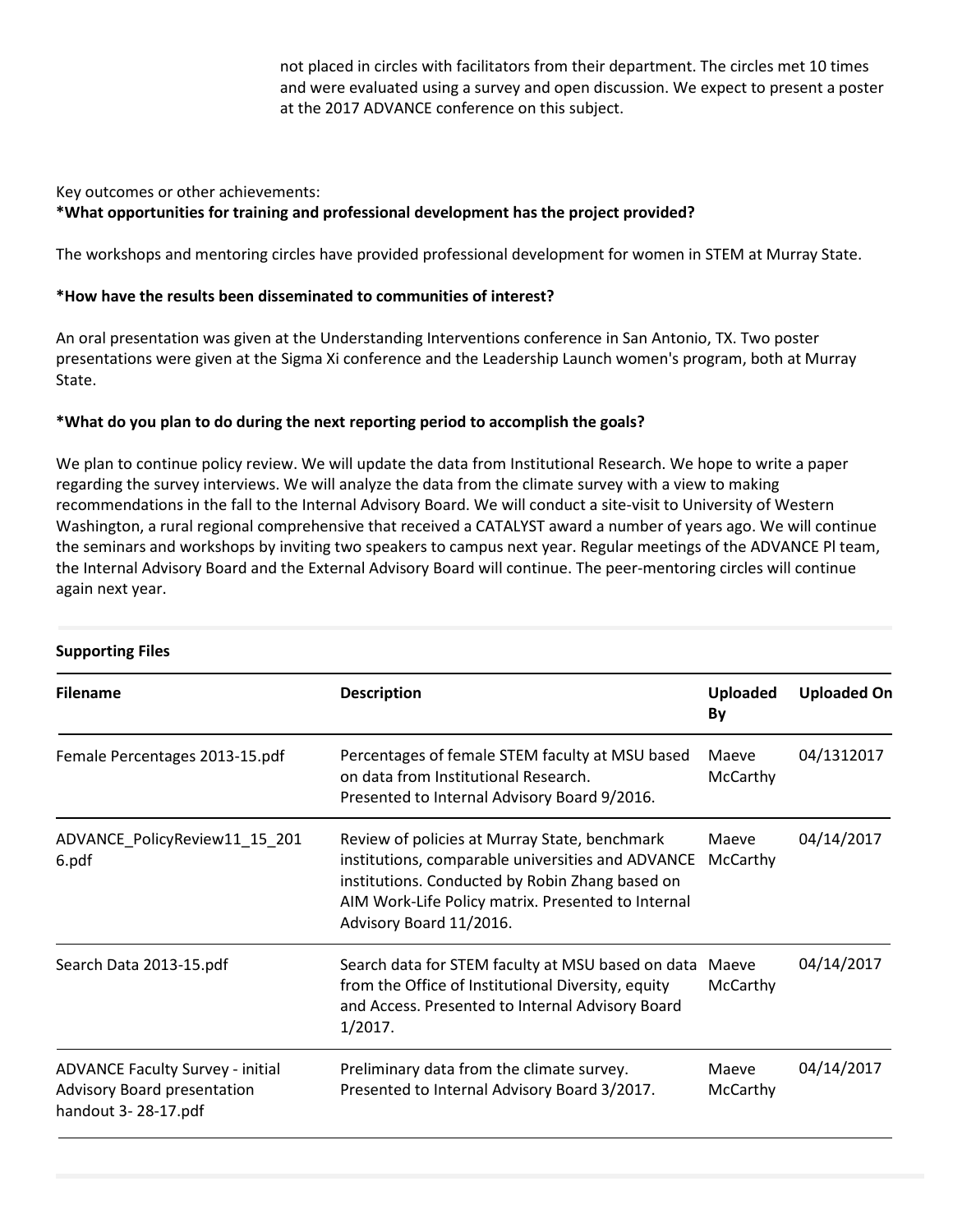not placed in circles with facilitators from their department. The circles met 10 times and were evaluated using a survey and open discussion. We expect to present a poster at the 2017 ADVANCE conference on this subject.

Key outcomes or other achievements:

**\*What opportunities for training and professional development has the project provided?**

The workshops and mentoring circles have provided professional development for women in STEM at Murray State.

**\*How have the results been disseminated to communities of interest?**

An oral presentation was given at the Understanding Interventions conference in San Antonio, TX. Two poster presentations were given at the Sigma Xi conference and the Leadership Launch women's program, both at Murray State.

**\*What do you plan to do during the next reporting period to accomplish the goals?**

We plan to continue policy review. We will update the data from Institutional Research. We hope to write a paper regarding the survey interviews. We will analyze the data from the climate survey with a view to making recommendations in the fall to the Internal Advisory Board. We will conduct a site-visit to University of Western Washington, a rural regional comprehensive that received a CATALYST award a number of years ago. We will continue the seminars and workshops by inviting two speakers to campus next year. Regular meetings of the ADVANCE Pl team, the Internal Advisory Board and the External Advisory Board will continue. The peer-mentoring circles will continue again next year.

**Supporting Files**

| Filename | Description | Uploaded By | Uploaded On |
|---|---|---|---|
| Female Percentages 2013-15.pdf | Percentages of female STEM faculty at MSU based on data from Institutional Research. Presented to Internal Advisory Board 9/2016. | Maeve McCarthy | 04/1312017 |
| ADVANCE_PolicyReview11_15_2016.pdf | Review of policies at Murray State, benchmark institutions, comparable universities and ADVANCE institutions. Conducted by Robin Zhang based on AIM Work-Life Policy matrix. Presented to Internal Advisory Board 11/2016. | Maeve McCarthy | 04/14/2017 |
| Search Data 2013-15.pdf | Search data for STEM faculty at MSU based on data from the Office of Institutional Diversity, equity and Access. Presented to Internal Advisory Board 1/2017. | Maeve McCarthy | 04/14/2017 |
| ADVANCE Faculty Survey - initial Advisory Board presentation handout 3- 28-17.pdf | Preliminary data from the climate survey. Presented to Internal Advisory Board 3/2017. | Maeve McCarthy | 04/14/2017 |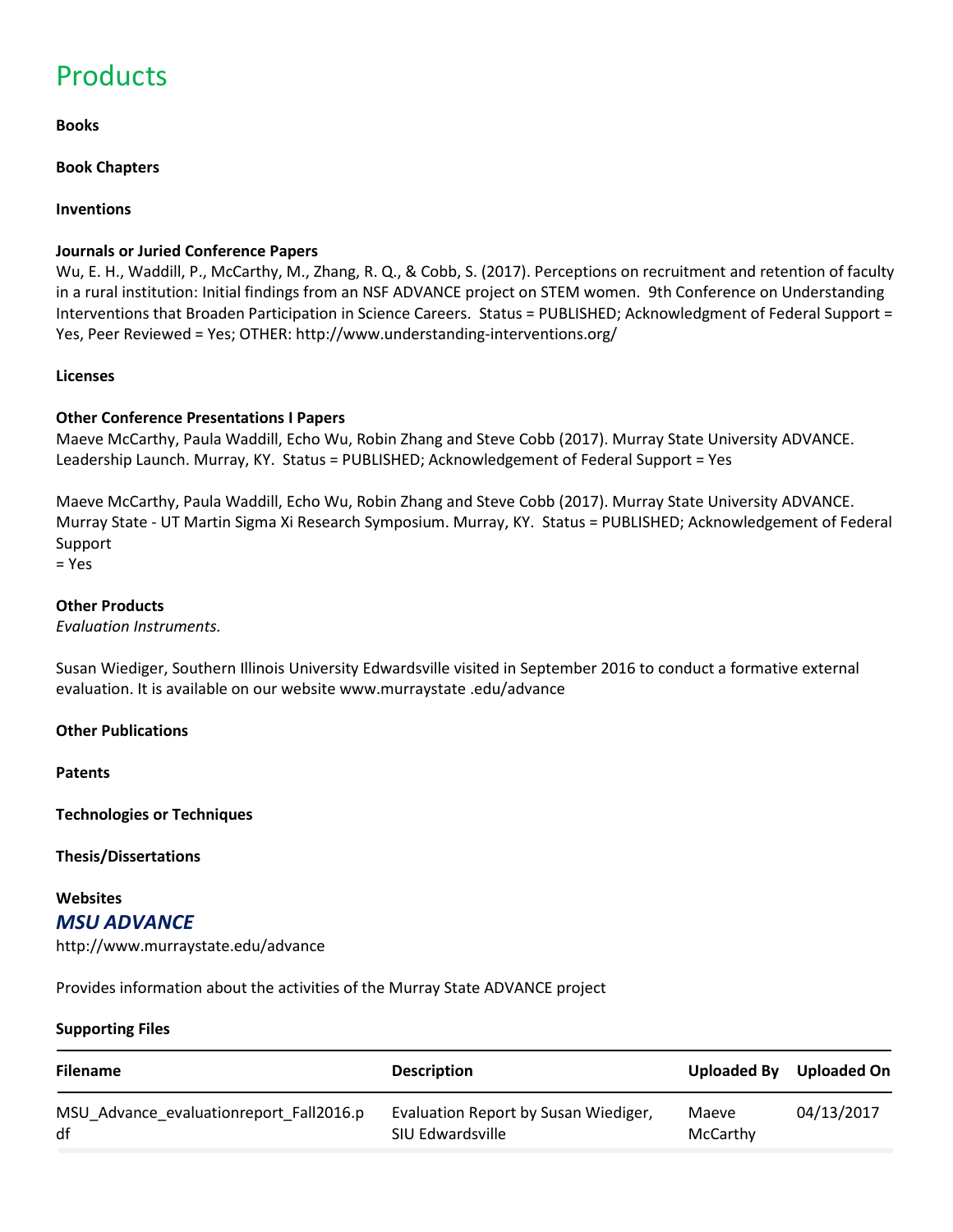# Products

**Books**

**Book Chapters**

**Inventions**

**Journals or Juried Conference Papers**

Wu, E. H., Waddill, P., McCarthy, M., Zhang, R. Q., & Cobb, S. (2017). Perceptions on recruitment and retention of faculty in a rural institution: Initial findings from an NSF ADVANCE project on STEM women. 9th Conference on Understanding Interventions that Broaden Participation in Science Careers. Status = PUBLISHED; Acknowledgment of Federal Support = Yes, Peer Reviewed = Yes; OTHER: http://www.understanding-interventions.org/

**Licenses**

**Other Conference Presentations I Papers**

Maeve McCarthy, Paula Waddill, Echo Wu, Robin Zhang and Steve Cobb (2017). Murray State University ADVANCE. Leadership Launch. Murray, KY. Status = PUBLISHED; Acknowledgement of Federal Support = Yes

Maeve McCarthy, Paula Waddill, Echo Wu, Robin Zhang and Steve Cobb (2017). Murray State University ADVANCE. Murray State - UT Martin Sigma Xi Research Symposium. Murray, KY. Status = PUBLISHED; Acknowledgement of Federal Support = Yes

**Other Products**

*Evaluation Instruments.*

Susan Wiediger, Southern Illinois University Edwardsville visited in September 2016 to conduct a formative external evaluation. It is available on our website www.murraystate .edu/advance

**Other Publications**

**Patents**

**Technologies or Techniques**

**Thesis/Dissertations**

**Websites**

***MSU ADVANCE***

http://www.murraystate.edu/advance

Provides information about the activities of the Murray State ADVANCE project

**Supporting Files**

| Filename | Description | Uploaded By | Uploaded On |
|---|---|---|---|
| MSU_Advance_evaluationreport_Fall2016.pdf | Evaluation Report by Susan Wiediger, SIU Edwardsville | Maeve McCarthy | 04/13/2017 |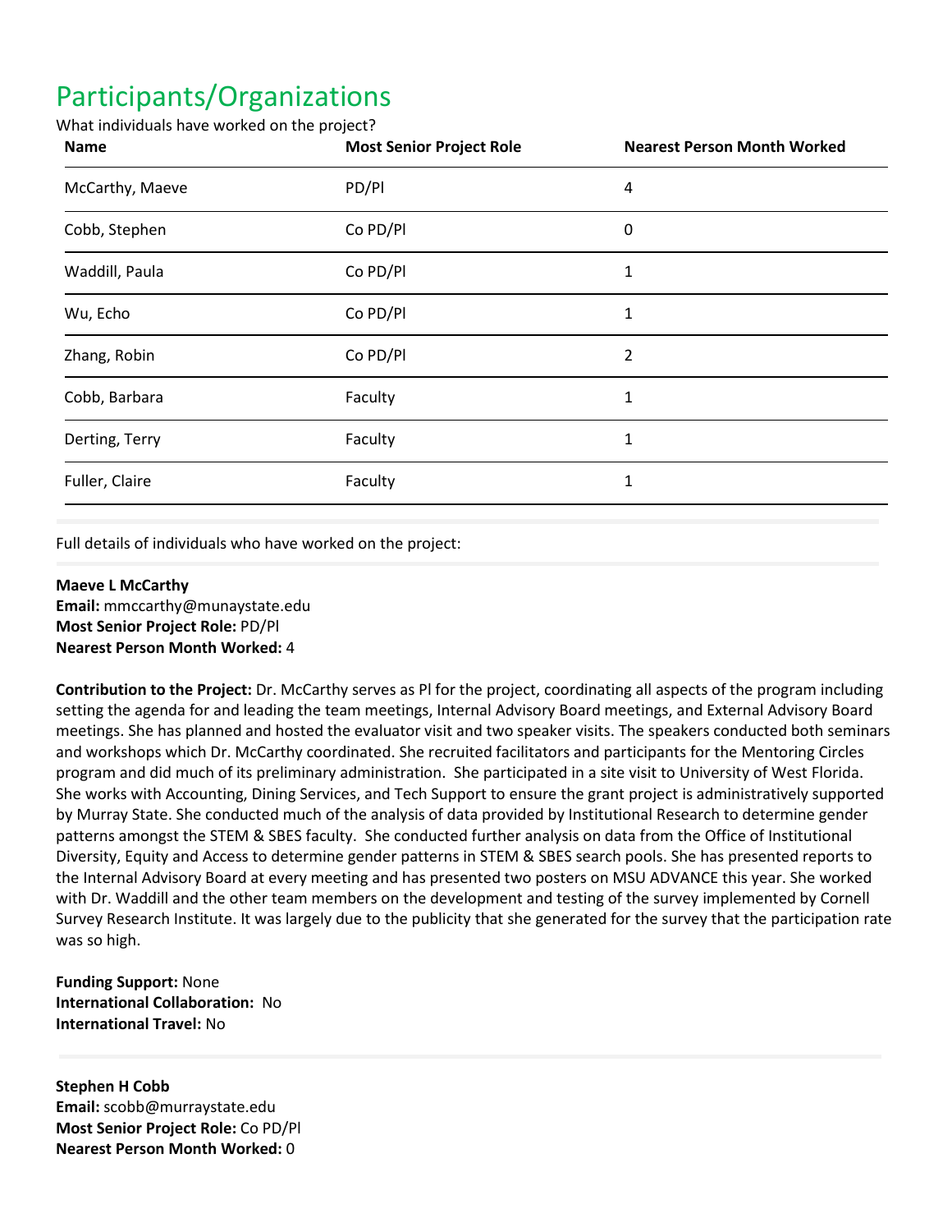# Participants/Organizations

What individuals have worked on the project?

| Name | Most Senior Project Role | Nearest Person Month Worked |
|---|---|---|
| McCarthy, Maeve | PD/PI | 4 |
| Cobb, Stephen | Co PD/PI | 0 |
| Waddill, Paula | Co PD/PI | 1 |
| Wu, Echo | Co PD/PI | 1 |
| Zhang, Robin | Co PD/PI | 2 |
| Cobb, Barbara | Faculty | 1 |
| Derting, Terry | Faculty | 1 |
| Fuller, Claire | Faculty | 1 |

Full details of individuals who have worked on the project:

**Maeve L McCarthy**
**Email:** mmccarthy@munaystate.edu
**Most Senior Project Role:** PD/PI
**Nearest Person Month Worked:** 4

**Contribution to the Project:** Dr. McCarthy serves as PI for the project, coordinating all aspects of the program including setting the agenda for and leading the team meetings, Internal Advisory Board meetings, and External Advisory Board meetings. She has planned and hosted the evaluator visit and two speaker visits. The speakers conducted both seminars and workshops which Dr. McCarthy coordinated. She recruited facilitators and participants for the Mentoring Circles program and did much of its preliminary administration. She participated in a site visit to University of West Florida. She works with Accounting, Dining Services, and Tech Support to ensure the grant project is administratively supported by Murray State. She conducted much of the analysis of data provided by Institutional Research to determine gender patterns amongst the STEM & SBES faculty. She conducted further analysis on data from the Office of Institutional Diversity, Equity and Access to determine gender patterns in STEM & SBES search pools. She has presented reports to the Internal Advisory Board at every meeting and has presented two posters on MSU ADVANCE this year. She worked with Dr. Waddill and the other team members on the development and testing of the survey implemented by Cornell Survey Research Institute. It was largely due to the publicity that she generated for the survey that the participation rate was so high.

**Funding Support:** None
**International Collaboration:** No
**International Travel:** No

**Stephen H Cobb**
**Email:** scobb@murraystate.edu
**Most Senior Project Role:** Co PD/PI
**Nearest Person Month Worked:** 0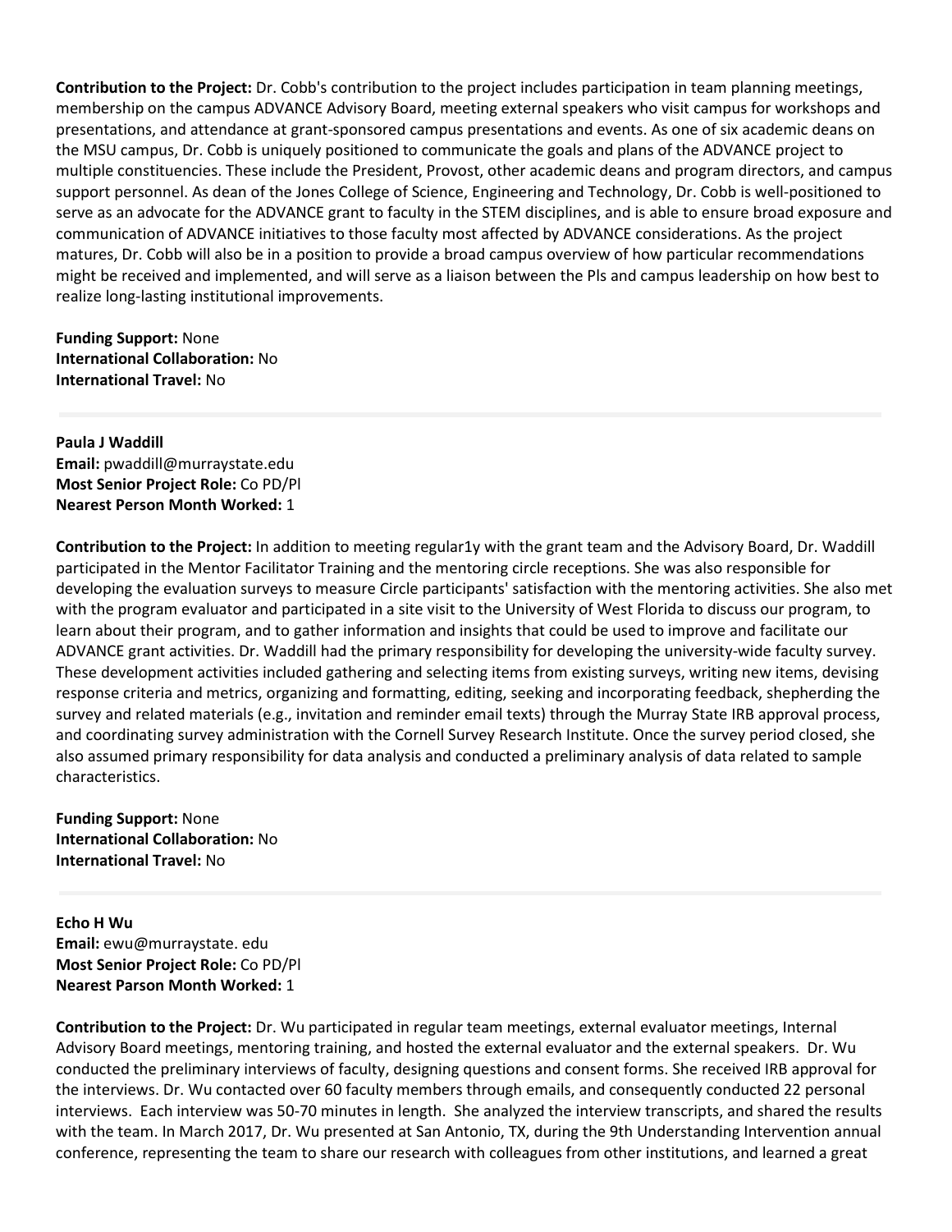**Contribution to the Project:** Dr. Cobb's contribution to the project includes participation in team planning meetings, membership on the campus ADVANCE Advisory Board, meeting external speakers who visit campus for workshops and presentations, and attendance at grant-sponsored campus presentations and events. As one of six academic deans on the MSU campus, Dr. Cobb is uniquely positioned to communicate the goals and plans of the ADVANCE project to multiple constituencies. These include the President, Provost, other academic deans and program directors, and campus support personnel. As dean of the Jones College of Science, Engineering and Technology, Dr. Cobb is well-positioned to serve as an advocate for the ADVANCE grant to faculty in the STEM disciplines, and is able to ensure broad exposure and communication of ADVANCE initiatives to those faculty most affected by ADVANCE considerations. As the project matures, Dr. Cobb will also be in a position to provide a broad campus overview of how particular recommendations might be received and implemented, and will serve as a liaison between the Pls and campus leadership on how best to realize long-lasting institutional improvements.

**Funding Support:** None
**International Collaboration:** No
**International Travel:** No

---

**Paula J Waddill**
**Email:** pwaddill@murraystate.edu
**Most Senior Project Role:** Co PD/Pl
**Nearest Person Month Worked:** 1

**Contribution to the Project:** In addition to meeting regular1y with the grant team and the Advisory Board, Dr. Waddill participated in the Mentor Facilitator Training and the mentoring circle receptions. She was also responsible for developing the evaluation surveys to measure Circle participants' satisfaction with the mentoring activities. She also met with the program evaluator and participated in a site visit to the University of West Florida to discuss our program, to learn about their program, and to gather information and insights that could be used to improve and facilitate our ADVANCE grant activities. Dr. Waddill had the primary responsibility for developing the university-wide faculty survey. These development activities included gathering and selecting items from existing surveys, writing new items, devising response criteria and metrics, organizing and formatting, editing, seeking and incorporating feedback, shepherding the survey and related materials (e.g., invitation and reminder email texts) through the Murray State IRB approval process, and coordinating survey administration with the Cornell Survey Research Institute. Once the survey period closed, she also assumed primary responsibility for data analysis and conducted a preliminary analysis of data related to sample characteristics.

**Funding Support:** None
**International Collaboration:** No
**International Travel:** No

---

**Echo H Wu**
**Email:** ewu@murraystate. edu
**Most Senior Project Role:** Co PD/Pl
**Nearest Parson Month Worked:** 1

**Contribution to the Project:** Dr. Wu participated in regular team meetings, external evaluator meetings, Internal Advisory Board meetings, mentoring training, and hosted the external evaluator and the external speakers. Dr. Wu conducted the preliminary interviews of faculty, designing questions and consent forms. She received IRB approval for the interviews. Dr. Wu contacted over 60 faculty members through emails, and consequently conducted 22 personal interviews. Each interview was 50-70 minutes in length. She analyzed the interview transcripts, and shared the results with the team. In March 2017, Dr. Wu presented at San Antonio, TX, during the 9th Understanding Intervention annual conference, representing the team to share our research with colleagues from other institutions, and learned a great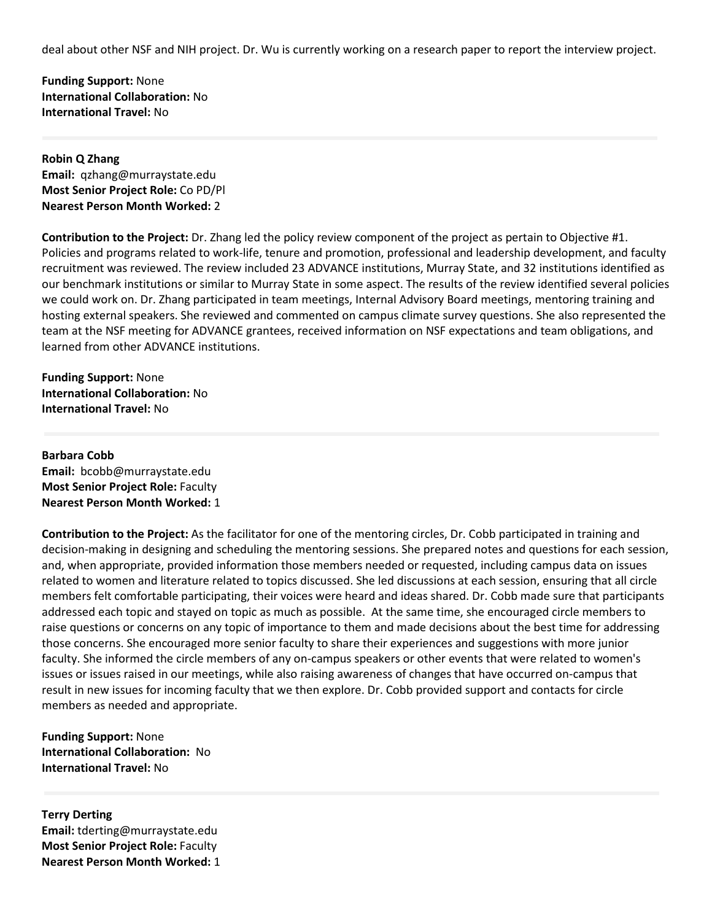deal about other NSF and NIH project. Dr. Wu is currently working on a research paper to report the interview project.

**Funding Support:** None
**International Collaboration:** No
**International Travel:** No

---

**Robin Q Zhang**
**Email:** qzhang@murraystate.edu
**Most Senior Project Role:** Co PD/PI
**Nearest Person Month Worked:** 2

**Contribution to the Project:** Dr. Zhang led the policy review component of the project as pertain to Objective #1. Policies and programs related to work-life, tenure and promotion, professional and leadership development, and faculty recruitment was reviewed. The review included 23 ADVANCE institutions, Murray State, and 32 institutions identified as our benchmark institutions or similar to Murray State in some aspect. The results of the review identified several policies we could work on. Dr. Zhang participated in team meetings, Internal Advisory Board meetings, mentoring training and hosting external speakers. She reviewed and commented on campus climate survey questions. She also represented the team at the NSF meeting for ADVANCE grantees, received information on NSF expectations and team obligations, and learned from other ADVANCE institutions.

**Funding Support:** None
**International Collaboration:** No
**International Travel:** No

---

**Barbara Cobb**
**Email:** bcobb@murraystate.edu
**Most Senior Project Role:** Faculty
**Nearest Person Month Worked:** 1

**Contribution to the Project:** As the facilitator for one of the mentoring circles, Dr. Cobb participated in training and decision-making in designing and scheduling the mentoring sessions. She prepared notes and questions for each session, and, when appropriate, provided information those members needed or requested, including campus data on issues related to women and literature related to topics discussed. She led discussions at each session, ensuring that all circle members felt comfortable participating, their voices were heard and ideas shared. Dr. Cobb made sure that participants addressed each topic and stayed on topic as much as possible. At the same time, she encouraged circle members to raise questions or concerns on any topic of importance to them and made decisions about the best time for addressing those concerns. She encouraged more senior faculty to share their experiences and suggestions with more junior faculty. She informed the circle members of any on-campus speakers or other events that were related to women's issues or issues raised in our meetings, while also raising awareness of changes that have occurred on-campus that result in new issues for incoming faculty that we then explore. Dr. Cobb provided support and contacts for circle members as needed and appropriate.

**Funding Support:** None
**International Collaboration:** No
**International Travel:** No

---

**Terry Derting**
**Email:** tderting@murraystate.edu
**Most Senior Project Role:** Faculty
**Nearest Person Month Worked:** 1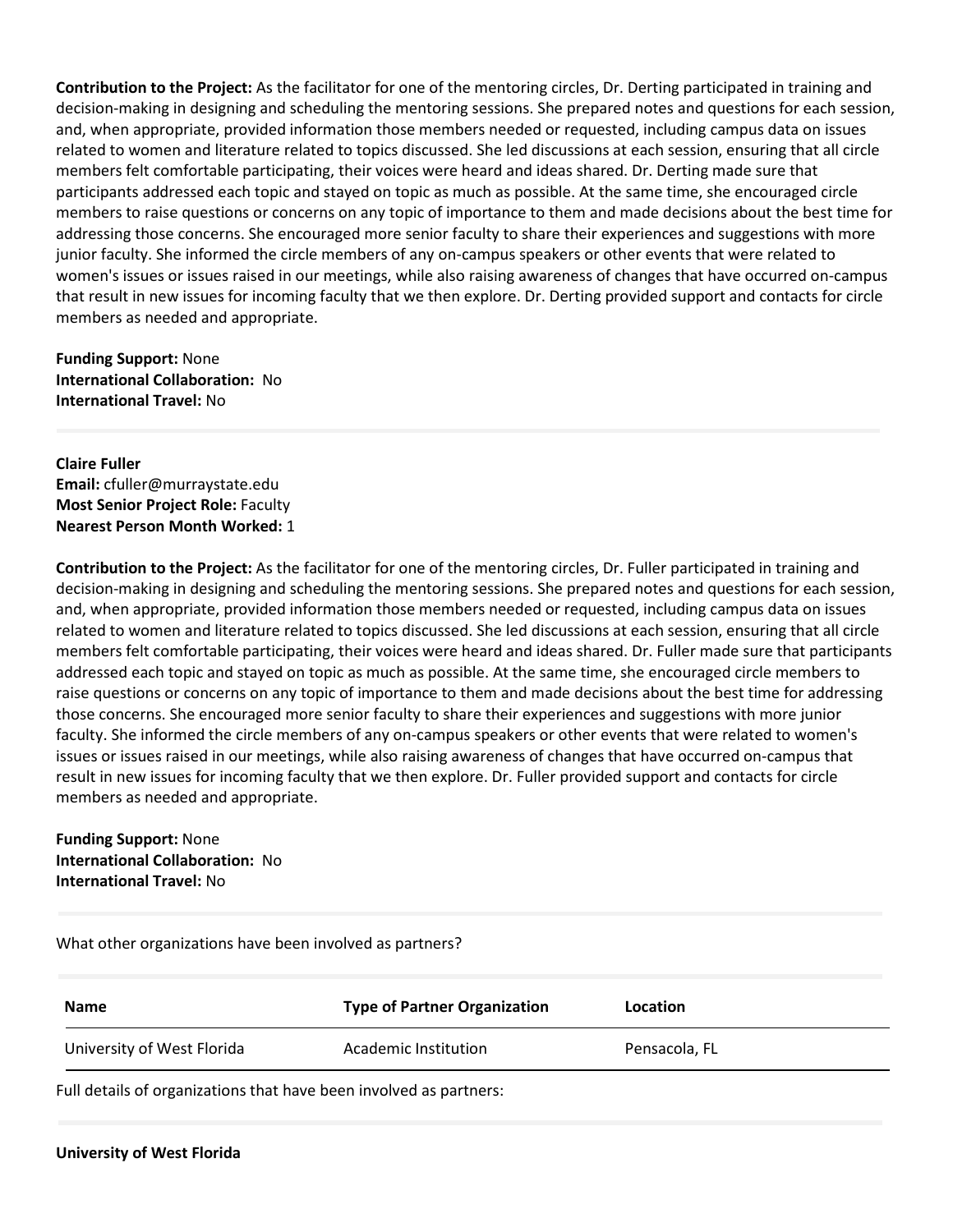**Contribution to the Project:** As the facilitator for one of the mentoring circles, Dr. Derting participated in training and decision-making in designing and scheduling the mentoring sessions. She prepared notes and questions for each session, and, when appropriate, provided information those members needed or requested, including campus data on issues related to women and literature related to topics discussed. She led discussions at each session, ensuring that all circle members felt comfortable participating, their voices were heard and ideas shared. Dr. Derting made sure that participants addressed each topic and stayed on topic as much as possible. At the same time, she encouraged circle members to raise questions or concerns on any topic of importance to them and made decisions about the best time for addressing those concerns. She encouraged more senior faculty to share their experiences and suggestions with more junior faculty. She informed the circle members of any on-campus speakers or other events that were related to women's issues or issues raised in our meetings, while also raising awareness of changes that have occurred on-campus that result in new issues for incoming faculty that we then explore. Dr. Derting provided support and contacts for circle members as needed and appropriate.

**Funding Support:** None
**International Collaboration:** No
**International Travel:** No

---

**Claire Fuller**
**Email:** cfuller@murraystate.edu
**Most Senior Project Role:** Faculty
**Nearest Person Month Worked:** 1

**Contribution to the Project:** As the facilitator for one of the mentoring circles, Dr. Fuller participated in training and decision-making in designing and scheduling the mentoring sessions. She prepared notes and questions for each session, and, when appropriate, provided information those members needed or requested, including campus data on issues related to women and literature related to topics discussed. She led discussions at each session, ensuring that all circle members felt comfortable participating, their voices were heard and ideas shared. Dr. Fuller made sure that participants addressed each topic and stayed on topic as much as possible. At the same time, she encouraged circle members to raise questions or concerns on any topic of importance to them and made decisions about the best time for addressing those concerns. She encouraged more senior faculty to share their experiences and suggestions with more junior faculty. She informed the circle members of any on-campus speakers or other events that were related to women's issues or issues raised in our meetings, while also raising awareness of changes that have occurred on-campus that result in new issues for incoming faculty that we then explore. Dr. Fuller provided support and contacts for circle members as needed and appropriate.

**Funding Support:** None
**International Collaboration:** No
**International Travel:** No

---

What other organizations have been involved as partners?

| Name | Type of Partner Organization | Location |
| --- | --- | --- |
| University of West Florida | Academic Institution | Pensacola, FL |

Full details of organizations that have been involved as partners:

---

**University of West Florida**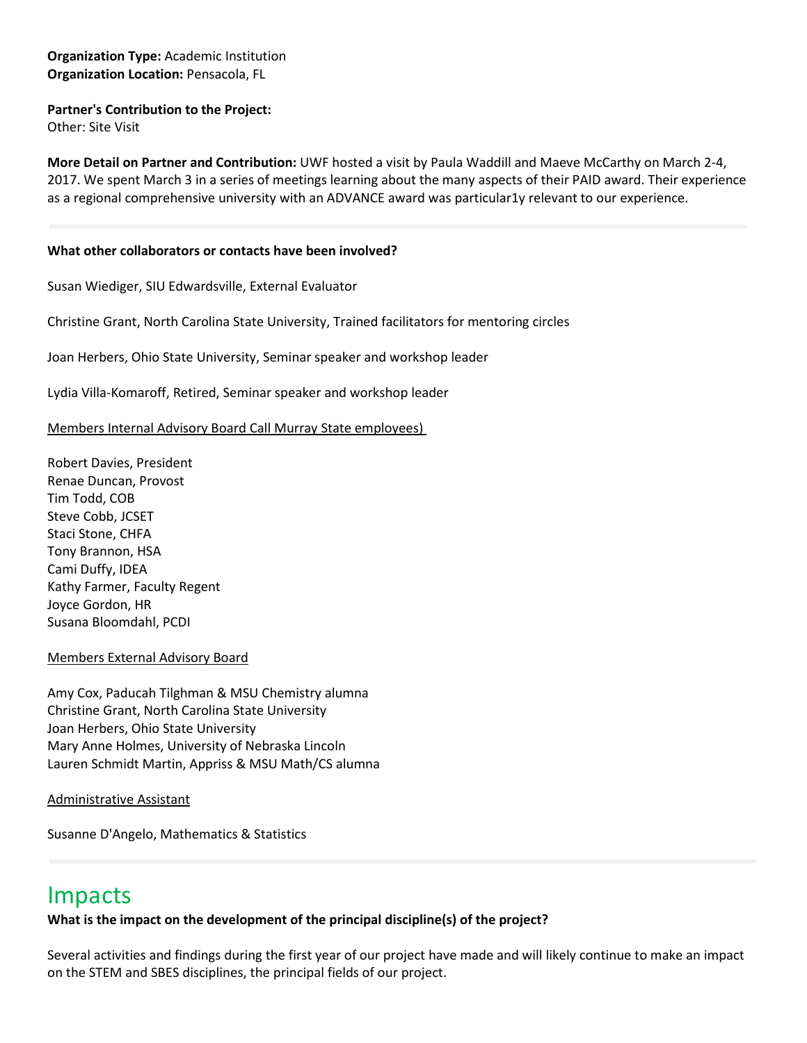**Organization Type:** Academic Institution
**Organization Location:** Pensacola, FL

**Partner's Contribution to the Project:**
Other: Site Visit

**More Detail on Partner and Contribution:** UWF hosted a visit by Paula Waddill and Maeve McCarthy on March 2-4, 2017. We spent March 3 in a series of meetings learning about the many aspects of their PAID award. Their experience as a regional comprehensive university with an ADVANCE award was particular1y relevant to our experience.

---

**What other collaborators or contacts have been involved?**

Susan Wiediger, SIU Edwardsville, External Evaluator

Christine Grant, North Carolina State University, Trained facilitators for mentoring circles

Joan Herbers, Ohio State University, Seminar speaker and workshop leader

Lydia Villa-Komaroff, Retired, Seminar speaker and workshop leader

<u>Members Internal Advisory Board Call Murray State employees)</u>

Robert Davies, President
Renae Duncan, Provost
Tim Todd, COB
Steve Cobb, JCSET
Staci Stone, CHFA
Tony Brannon, HSA
Cami Duffy, IDEA
Kathy Farmer, Faculty Regent
Joyce Gordon, HR
Susana Bloomdahl, PCDI

<u>Members External Advisory Board</u>

Amy Cox, Paducah Tilghman & MSU Chemistry alumna
Christine Grant, North Carolina State University
Joan Herbers, Ohio State University
Mary Anne Holmes, University of Nebraska Lincoln
Lauren Schmidt Martin, Appriss & MSU Math/CS alumna

<u>Administrative Assistant</u>

Susanne D'Angelo, Mathematics & Statistics

---

# Impacts

**What is the impact on the development of the principal discipline(s) of the project?**

Several activities and findings during the first year of our project have made and will likely continue to make an impact on the STEM and SBES disciplines, the principal fields of our project.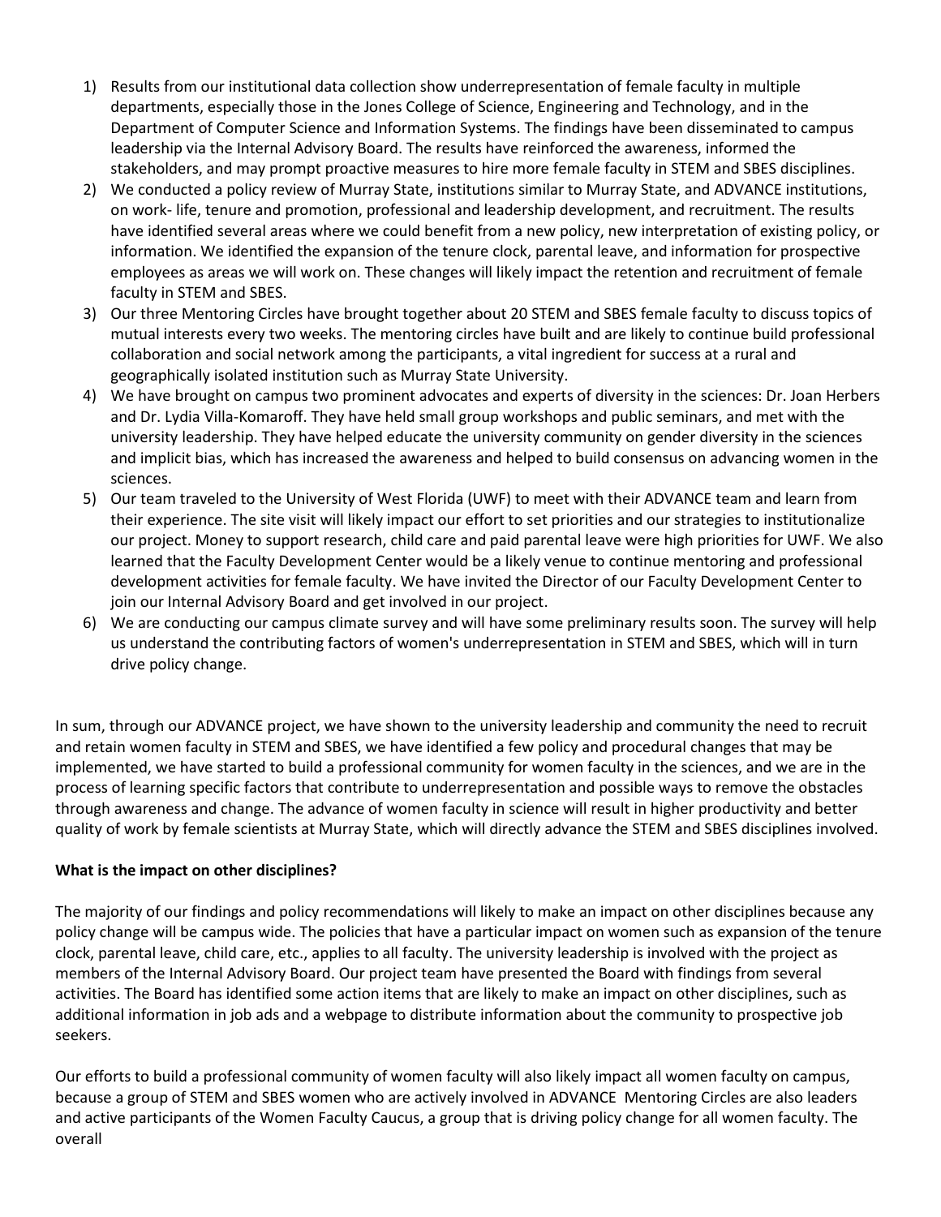1) Results from our institutional data collection show underrepresentation of female faculty in multiple departments, especially those in the Jones College of Science, Engineering and Technology, and in the Department of Computer Science and Information Systems. The findings have been disseminated to campus leadership via the Internal Advisory Board. The results have reinforced the awareness, informed the stakeholders, and may prompt proactive measures to hire more female faculty in STEM and SBES disciplines.
2) We conducted a policy review of Murray State, institutions similar to Murray State, and ADVANCE institutions, on work- life, tenure and promotion, professional and leadership development, and recruitment. The results have identified several areas where we could benefit from a new policy, new interpretation of existing policy, or information. We identified the expansion of the tenure clock, parental leave, and information for prospective employees as areas we will work on. These changes will likely impact the retention and recruitment of female faculty in STEM and SBES.
3) Our three Mentoring Circles have brought together about 20 STEM and SBES female faculty to discuss topics of mutual interests every two weeks. The mentoring circles have built and are likely to continue build professional collaboration and social network among the participants, a vital ingredient for success at a rural and geographically isolated institution such as Murray State University.
4) We have brought on campus two prominent advocates and experts of diversity in the sciences: Dr. Joan Herbers and Dr. Lydia Villa-Komaroff. They have held small group workshops and public seminars, and met with the university leadership. They have helped educate the university community on gender diversity in the sciences and implicit bias, which has increased the awareness and helped to build consensus on advancing women in the sciences.
5) Our team traveled to the University of West Florida (UWF) to meet with their ADVANCE team and learn from their experience. The site visit will likely impact our effort to set priorities and our strategies to institutionalize our project. Money to support research, child care and paid parental leave were high priorities for UWF. We also learned that the Faculty Development Center would be a likely venue to continue mentoring and professional development activities for female faculty. We have invited the Director of our Faculty Development Center to join our Internal Advisory Board and get involved in our project.
6) We are conducting our campus climate survey and will have some preliminary results soon. The survey will help us understand the contributing factors of women's underrepresentation in STEM and SBES, which will in turn drive policy change.

In sum, through our ADVANCE project, we have shown to the university leadership and community the need to recruit and retain women faculty in STEM and SBES, we have identified a few policy and procedural changes that may be implemented, we have started to build a professional community for women faculty in the sciences, and we are in the process of learning specific factors that contribute to underrepresentation and possible ways to remove the obstacles through awareness and change. The advance of women faculty in science will result in higher productivity and better quality of work by female scientists at Murray State, which will directly advance the STEM and SBES disciplines involved.

**What is the impact on other disciplines?**

The majority of our findings and policy recommendations will likely to make an impact on other disciplines because any policy change will be campus wide. The policies that have a particular impact on women such as expansion of the tenure clock, parental leave, child care, etc., applies to all faculty. The university leadership is involved with the project as members of the Internal Advisory Board. Our project team have presented the Board with findings from several activities. The Board has identified some action items that are likely to make an impact on other disciplines, such as additional information in job ads and a webpage to distribute information about the community to prospective job seekers.

Our efforts to build a professional community of women faculty will also likely impact all women faculty on campus, because a group of STEM and SBES women who are actively involved in ADVANCE Mentoring Circles are also leaders and active participants of the Women Faculty Caucus, a group that is driving policy change for all women faculty. The overall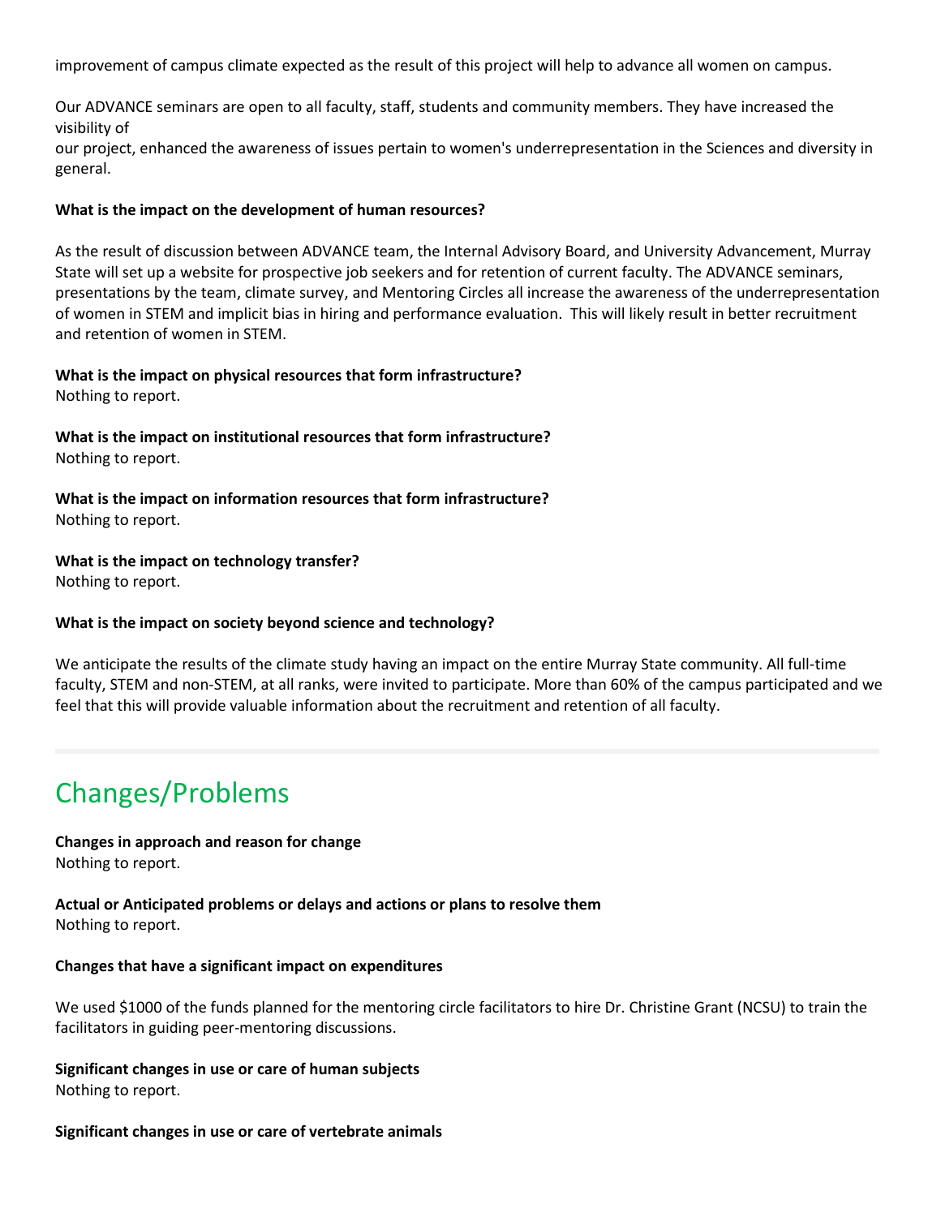improvement of campus climate expected as the result of this project will help to advance all women on campus.

Our ADVANCE seminars are open to all faculty, staff, students and community members. They have increased the visibility of
our project, enhanced the awareness of issues pertain to women's underrepresentation in the Sciences and diversity in general.

**What is the impact on the development of human resources?**

As the result of discussion between ADVANCE team, the Internal Advisory Board, and University Advancement, Murray State will set up a website for prospective job seekers and for retention of current faculty. The ADVANCE seminars, presentations by the team, climate survey, and Mentoring Circles all increase the awareness of the underrepresentation of women in STEM and implicit bias in hiring and performance evaluation. This will likely result in better recruitment and retention of women in STEM.

**What is the impact on physical resources that form infrastructure?**
Nothing to report.

**What is the impact on institutional resources that form infrastructure?**
Nothing to report.

**What is the impact on information resources that form infrastructure?**
Nothing to report.

**What is the impact on technology transfer?**
Nothing to report.

**What is the impact on society beyond science and technology?**

We anticipate the results of the climate study having an impact on the entire Murray State community. All full-time faculty, STEM and non-STEM, at all ranks, were invited to participate. More than 60% of the campus participated and we feel that this will provide valuable information about the recruitment and retention of all faculty.

## Changes/Problems

**Changes in approach and reason for change**
Nothing to report.

**Actual or Anticipated problems or delays and actions or plans to resolve them**
Nothing to report.

**Changes that have a significant impact on expenditures**

We used $1000 of the funds planned for the mentoring circle facilitators to hire Dr. Christine Grant (NCSU) to train the facilitators in guiding peer-mentoring discussions.

**Significant changes in use or care of human subjects**
Nothing to report.

**Significant changes in use or care of vertebrate animals**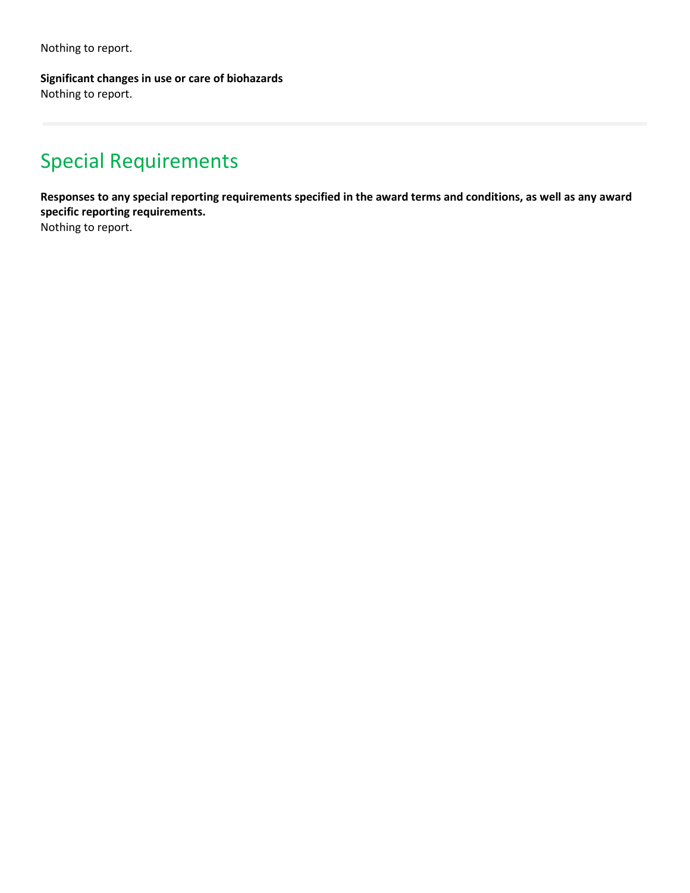Nothing to report.

**Significant changes in use or care of biohazards**
Nothing to report.

---

## Special Requirements

**Responses to any special reporting requirements specified in the award terms and conditions, as well as any award specific reporting requirements.**
Nothing to report.